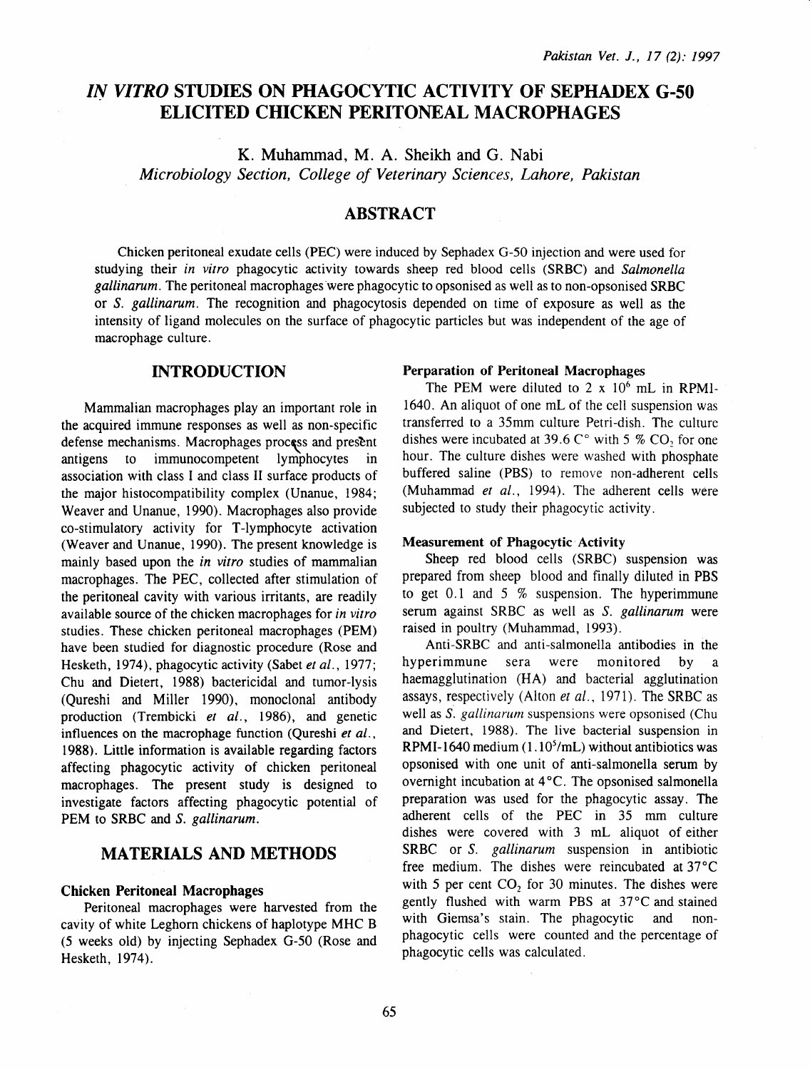# *IN VITRO* STUDIES ON PHAGOCYTIC ACTIVITY OF SEPHADEX G-50 ELICITED CHICKEN PERITONEAL MACROPHAGES

K. Muhammad, M. A. Sheikh and G. Nabi

*Microbiology Section, College of Veterinary Sciences, Lahore, Pakistan*

## ABSTRACT

Chicken peritoneal exudate cells (PEC) were induced by Sephadex G-50 injection and were used for studying their *in vitro* phagocytic activity towards sheep red blood cells (SRBC) and *Salmonella gallinarum*. The peritoneal macrophages were phagocytic to opsonised as well as to non-opsonised SRBC or *S. gallinarum*. The recognition and phagocytosis depended on time of exposure as well as the intensity of ligand molecules on the surface of phagocytic particles but was independent of the age of macrophage culture.

## INTRODUCTION

Mammalian macrophages play an important role in the acquired immune responses as well as non-specific defense mechanisms. Macrophages process and present antigens to immunocompetent lymphocytes in association with class I and class II surface products of the major histocompatibility complex (Unanue, 1984; Weaver and Unanue, 1990). Macrophages also provide co-stimulatory activity for T-lymphocyte activation (Weaver and Unanue, 1990). The present knowledge is mainly based upon the *in vitro* studies of mammalian macrophages. The PEC, collected after stimulation of the peritoneal cavity with various irritants, are readily available source of the chicken macrophages for *in vitro* studies. These chicken peritoneal macrophages (PEM) have been studied for diagnostic procedure (Rose and Hesketh, 1974), phagocytic activity (Sabet *et al.*, 1977; Chu and Dietert, 1988) bactericidal and tumor-lysis (Qureshi and Miller 1990), monoclonal antibody production (Trembicki *et al.*, 1986), and genetic influences on the macrophage function (Qureshi *et al.*, 1988). Little information is available regarding factors affecting phagocytic activity of chicken peritoneal macrophages. The present study is designed to investigate factors affecting phagocytic potential of PEM to SRBC and *S. gallinarum*.

## MATERIALS AND METHODS

### Chicken Peritoneal Macrophages

Peritoneal macrophages were harvested from the cavity of white Leghorn chickens of haplotype MHC B (5 weeks old) by injecting Sephadex G-50 (Rose and Hesketh, 1974).

### Perparation of Peritoneal Macrophages

The PEM were diluted to $2 \times 10^6$ mL in RPMI-1640. An aliquot of one mL of the cell suspension was transferred to a 35mm culture Petri-dish. The culture dishes were incubated at 39.6 C° with 5 % $CO_2$ for one hour. The culture dishes were washed with phosphate buffered saline (PBS) to remove non-adherent cells (Muhammad *et al.*, 1994). The adherent cells were subjected to study their phagocytic activity.

### Measurement of Phagocytic Activity

Sheep red blood cells (SRBC) suspension was prepared from sheep blood and finally diluted in PBS to get 0.1 and 5 % suspension. The hyperimmune serum against SRBC as well as *S. gallinarum* were raised in poultry (Muhammad, 1993).

Anti-SRBC and anti-salmonella antibodies in the hyperimmune sera were monitored by a haemagglutination (HA) and bacterial agglutination assays, respectively (Alton *et al.*, 1971). The SRBC as well as *S. gallinarum* suspensions were opsonised (Chu and Dietert, 1988). The live bacterial suspension in RPMI-1640 medium ($1.10^5$/mL) without antibiotics was opsonised with one unit of anti-salmonella serum by overnight incubation at 4°C. The opsonised salmonella preparation was used for the phagocytic assay. The adherent cells of the PEC in 35 mm culture dishes were covered with 3 mL aliquot of either SRBC or *S. gallinarum* suspension in antibiotic free medium. The dishes were reincubated at 37°C with 5 per cent $CO_2$ for 30 minutes. The dishes were gently flushed with warm PBS at 37°C and stained with Giemsa's stain. The phagocytic and non-phagocytic cells were counted and the percentage of phagocytic cells was calculated.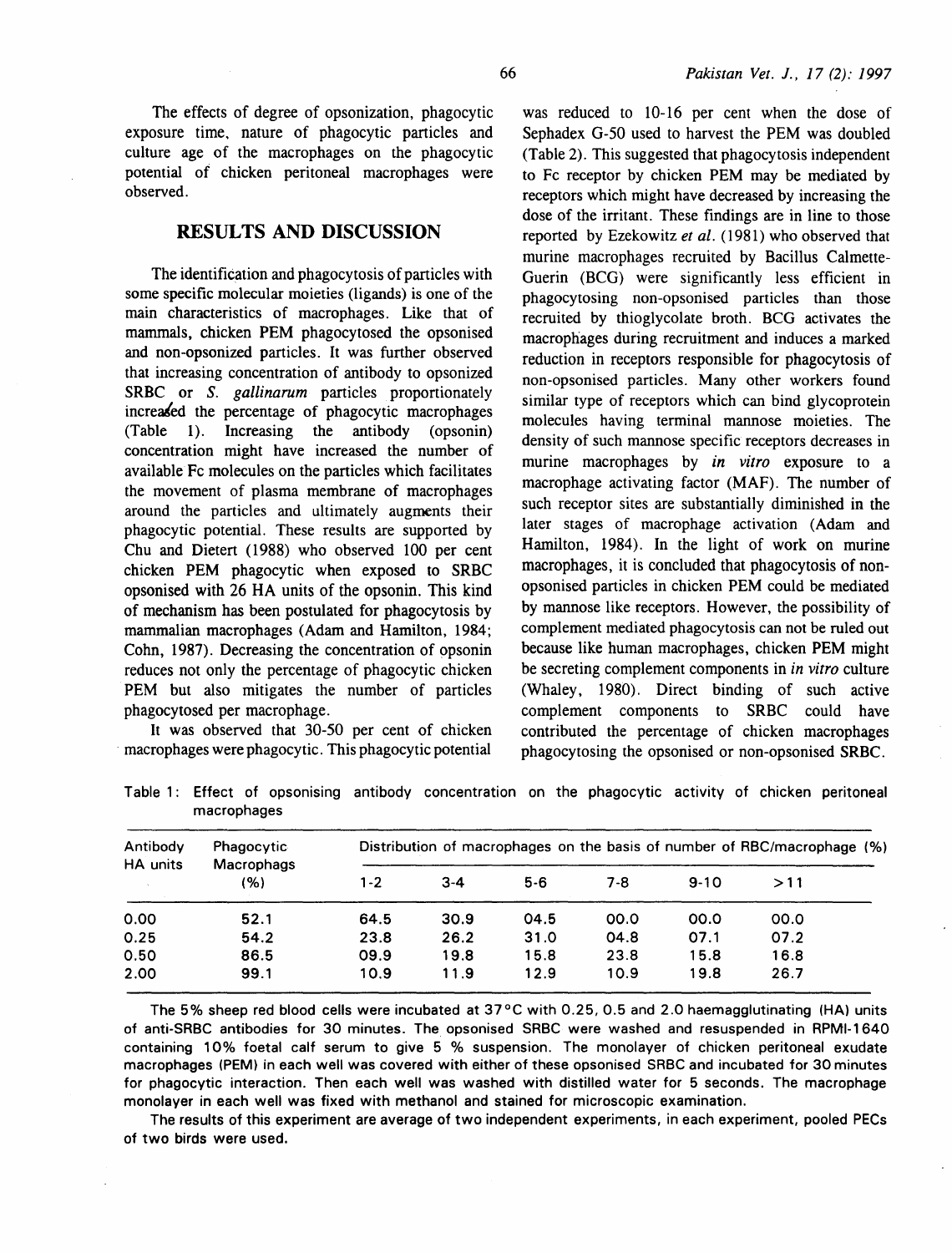The effects of degree of opsonization, phagocytic exposure time, nature of phagocytic particles and culture age of the macrophages on the phagocytic potential of chicken peritoneal macrophages were observed.

## RESULTS AND DISCUSSION

The identification and phagocytosis of particles with some specific molecular moieties (ligands) is one of the main characteristics of macrophages. Like that of mammals, chicken PEM phagocytosed the opsonised and non-opsonized particles. It was further observed that increasing concentration of antibody to opsonized SRBC or *S. gallinarum* particles proportionately increased the percentage of phagocytic macrophages (Table 1). Increasing the antibody (opsonin) concentration might have increased the number of available Fc molecules on the particles which facilitates the movement of plasma membrane of macrophages around the particles and ultimately augments their phagocytic potential. These results are supported by Chu and Dietert (1988) who observed 100 per cent chicken PEM phagocytic when exposed to SRBC opsonised with 26 HA units of the opsonin. This kind of mechanism has been postulated for phagocytosis by mammalian macrophages (Adam and Hamilton, 1984; Cohn, 1987). Decreasing the concentration of opsonin reduces not only the percentage of phagocytic chicken PEM but also mitigates the number of particles phagocytosed per macrophage.

It was observed that 30-50 per cent of chicken macrophages were phagocytic. This phagocytic potential was reduced to 10-16 per cent when the dose of Sephadex G-50 used to harvest the PEM was doubled (Table 2). This suggested that phagocytosis independent to Fc receptor by chicken PEM may be mediated by receptors which might have decreased by increasing the dose of the irritant. These findings are in line to those reported by Ezekowitz *et al.* (1981) who observed that murine macrophages recruited by Bacillus Calmette-Guerin (BCG) were significantly less efficient in phagocytosing non-opsonised particles than those recruited by thioglycolate broth. BCG activates the macrophages during recruitment and induces a marked reduction in receptors responsible for phagocytosis of non-opsonised particles. Many other workers found similar type of receptors which can bind glycoprotein molecules having terminal mannose moieties. The density of such mannose specific receptors decreases in murine macrophages by *in vitro* exposure to a macrophage activating factor (MAF). The number of such receptor sites are substantially diminished in the later stages of macrophage activation (Adam and Hamilton, 1984). In the light of work on murine macrophages, it is concluded that phagocytosis of non-opsonised particles in chicken PEM could be mediated by mannose like receptors. However, the possibility of complement mediated phagocytosis can not be ruled out because like human macrophages, chicken PEM might be secreting complement components in *in vitro* culture (Whaley, 1980). Direct binding of such active complement components to SRBC could have contributed the percentage of chicken macrophages phagocytosing the opsonised or non-opsonised SRBC.

Table 1: Effect of opsonising antibody concentration on the phagocytic activity of chicken peritoneal macrophages

| Antibody HA units | Phagocytic Macrophags (%) | Distribution of macrophages on the basis of number of RBC/macrophage (%) | | | | | |
|---|---|---|---|---|---|---|---|
| | | 1-2 | 3-4 | 5-6 | 7-8 | 9-10 | >11 |
| 0.00 | 52.1 | 64.5 | 30.9 | 04.5 | 00.0 | 00.0 | 00.0 |
| 0.25 | 54.2 | 23.8 | 26.2 | 31.0 | 04.8 | 07.1 | 07.2 |
| 0.50 | 86.5 | 09.9 | 19.8 | 15.8 | 23.8 | 15.8 | 16.8 |
| 2.00 | 99.1 | 10.9 | 11.9 | 12.9 | 10.9 | 19.8 | 26.7 |

The 5% sheep red blood cells were incubated at 37°C with 0.25, 0.5 and 2.0 haemagglutinating (HA) units of anti-SRBC antibodies for 30 minutes. The opsonised SRBC were washed and resuspended in RPMI-1640 containing 10% foetal calf serum to give 5 % suspension. The monolayer of chicken peritoneal exudate macrophages (PEM) in each well was covered with either of these opsonised SRBC and incubated for 30 minutes for phagocytic interaction. Then each well was washed with distilled water for 5 seconds. The macrophage monolayer in each well was fixed with methanol and stained for microscopic examination.

The results of this experiment are average of two independent experiments, in each experiment, pooled PECs of two birds were used.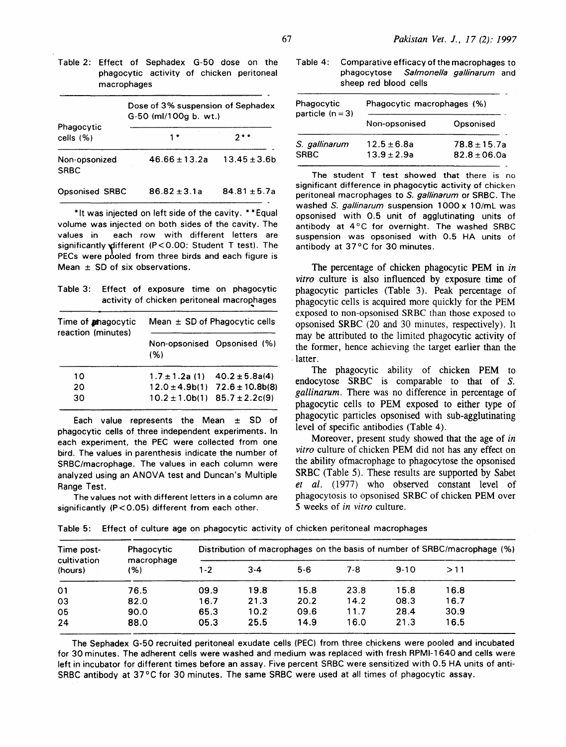Table 2: Effect of Sephadex G-50 dose on the phagocytic activity of chicken peritoneal macrophages

| Phagocytic cells (%) | Dose of 3% suspension of Sephadex G-50 (ml/100g b. wt.) | |
|---|---|---|
| | 1* | 2** |
| Non-opsonized SRBC | 46.66 ± 13.2a | 13.45 ± 3.6b |
| Opsonised SRBC | 86.82 ± 3.1a | 84.81 ± 5.7a |

*It was injected on left side of the cavity. **Equal volume was injected on both sides of the cavity. The values in each row with different letters are significantly different (P<0.00: Student T test). The PECs were pooled from three birds and each figure is Mean ± SD of six observations.

Table 3: Effect of exposure time on phagocytic activity of chicken peritoneal macrophages

| Time of phagocytic reaction (minutes) | Mean ± SD of Phagocytic cells | |
|---|---|---|
| | Non-opsonised (%) | Opsonised (%) |
| 10 | 1.7 ± 1.2a (1) | 40.2 ± 5.8a(4) |
| 20 | 12.0 ± 4.9b(1) | 72.6 ± 10.8b(8) |
| 30 | 10.2 ± 1.0b(1) | 85.7 ± 2.2c(9) |

Each value represents the Mean ± SD of phagocytic cells of three independent experiments. In each experiment, the PEC were collected from one bird. The values in parenthesis indicate the number of SRBC/macrophage. The values in each column were analyzed using an ANOVA test and Duncan's Multiple Range Test.

The values not with different letters in a column are significantly (P<0.05) different from each other.

Table 4: Comparative efficacy of the macrophages to phagocytose *Salmonella gallinarum* and sheep red blood cells

| Phagocytic particle (n=3) | Phagocytic macrophages (%) | |
|---|---|---|
| | Non-opsonised | Opsonised |
| *S. gallinarum* | 12.5 ± 6.8a | 78.8 ± 15.7a |
| SRBC | 13.9 ± 2.9a | 82.8 ± 06.0a |

The student T test showed that there is no significant difference in phagocytic activity of chicken peritoneal macrophages to *S. gallinarum* or SRBC. The washed *S. gallinarum* suspension 1000 x 10/mL was opsonised with 0.5 unit of agglutinating units of antibody at 4°C for overnight. The washed SRBC suspension was opsonised with 0.5 HA units of antibody at 37°C for 30 minutes.

The percentage of chicken phagocytic PEM in *in vitro* culture is also influenced by exposure time of phagocytic particles (Table 3). Peak percentage of phagocytic cells is acquired more quickly for the PEM exposed to non-opsonised SRBC than those exposed to opsonised SRBC (20 and 30 minutes, respectively). It may be attributed to the limited phagocytic activity of the former, hence achieving the target earlier than the latter.

The phagocytic ability of chicken PEM to endocytose SRBC is comparable to that of *S. gallinarum*. There was no difference in percentage of phagocytic cells to PEM exposed to either type of phagocytic particles opsonised with sub-agglutinating level of specific antibodies (Table 4).

Moreover, present study showed that the age of *in vitro* culture of chicken PEM did not has any effect on the ability ofmacrophage to phagocytose the opsonised SRBC (Table 5). These results are supported by Sabet *et al.* (1977) who observed constant level of phagocytosis to opsonised SRBC of chicken PEM over 5 weeks of *in vitro* culture.

Table 5: Effect of culture age on phagocytic activity of chicken peritoneal macrophages

| Time post-cultivation (hours) | Phagocytic macrophage (%) | Distribution of macrophages on the basis of number of SRBC/macrophage (%) | | | | | |
|---|---|---|---|---|---|---|---|
| | | 1-2 | 3-4 | 5-6 | 7-8 | 9-10 | >11 |
| 01 | 76.5 | 09.9 | 19.8 | 15.8 | 23.8 | 15.8 | 16.8 |
| 03 | 82.0 | 16.7 | 21.3 | 20.2 | 14.2 | 08.3 | 16.7 |
| 05 | 90.0 | 65.3 | 10.2 | 09.6 | 11.7 | 28.4 | 30.9 |
| 24 | 88.0 | 05.3 | 25.5 | 14.9 | 16.0 | 21.3 | 16.5 |

The Sephadex G-50 recruited peritoneal exudate cells (PEC) from three chickens were pooled and incubated for 30 minutes. The adherent cells were washed and medium was replaced with fresh RPMI-1640 and cells were left in incubator for different times before an assay. Five percent SRBC were sensitized with 0.5 HA units of anti-SRBC antibody at 37°C for 30 minutes. The same SRBC were used at all times of phagocytic assay.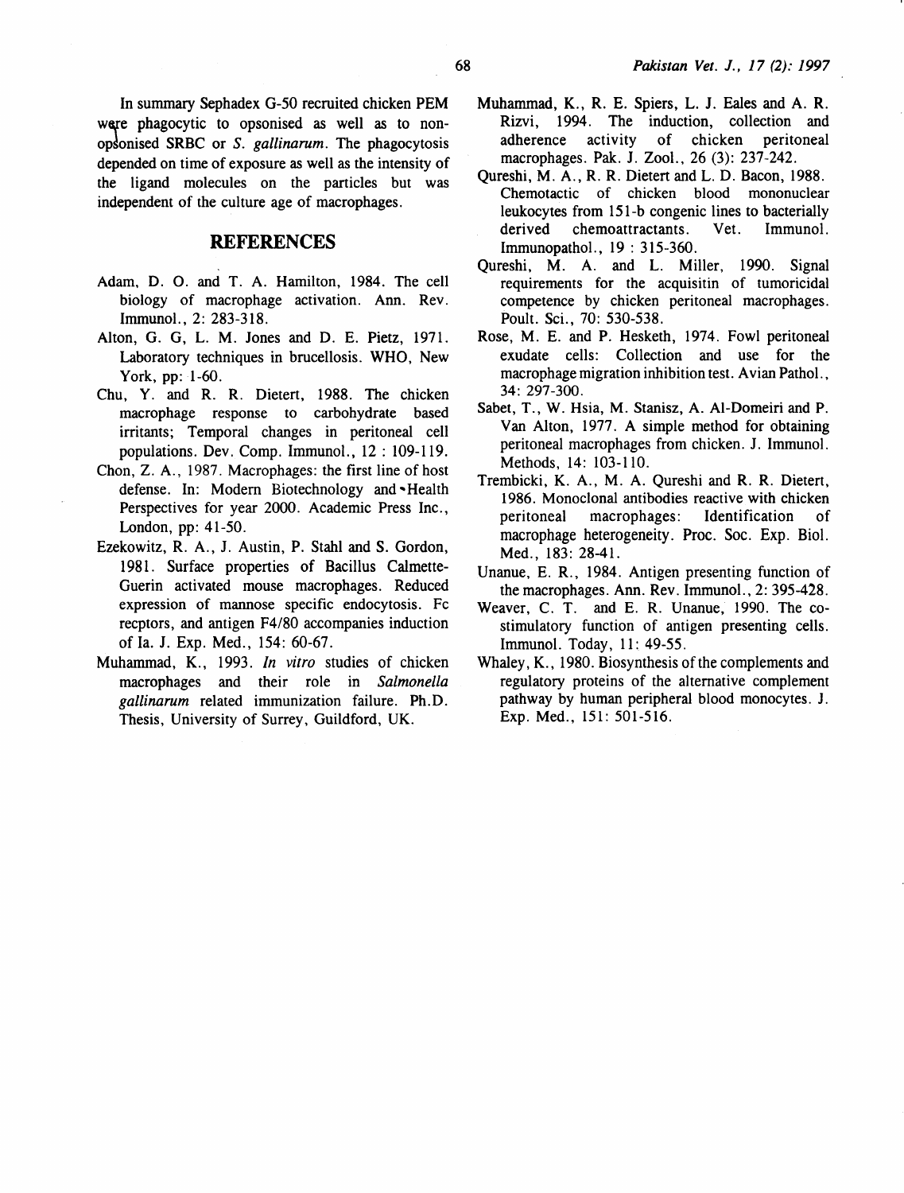In summary Sephadex G-50 recruited chicken PEM were phagocytic to opsonised as well as to non-opsonised SRBC or *S. gallinarum*. The phagocytosis depended on time of exposure as well as the intensity of the ligand molecules on the particles but was independent of the culture age of macrophages.

## REFERENCES

Adam, D. O. and T. A. Hamilton, 1984. The cell biology of macrophage activation. Ann. Rev. Immunol., 2: 283-318.

Alton, G. G, L. M. Jones and D. E. Pietz, 1971. Laboratory techniques in brucellosis. WHO, New York, pp: 1-60.

Chu, Y. and R. R. Dietert, 1988. The chicken macrophage response to carbohydrate based irritants; Temporal changes in peritoneal cell populations. Dev. Comp. Immunol., 12 : 109-119.

Chon, Z. A., 1987. Macrophages: the first line of host defense. In: Modern Biotechnology and Health Perspectives for year 2000. Academic Press Inc., London, pp: 41-50.

Ezekowitz, R. A., J. Austin, P. Stahl and S. Gordon, 1981. Surface properties of Bacillus Calmette-Guerin activated mouse macrophages. Reduced expression of mannose specific endocytosis. Fc recptors, and antigen F4/80 accompanies induction of Ia. J. Exp. Med., 154: 60-67.

Muhammad, K., 1993. *In vitro* studies of chicken macrophages and their role in *Salmonella gallinarum* related immunization failure. Ph.D. Thesis, University of Surrey, Guildford, UK.

Muhammad, K., R. E. Spiers, L. J. Eales and A. R. Rizvi, 1994. The induction, collection and adherence activity of chicken peritoneal macrophages. Pak. J. Zool., 26 (3): 237-242.

Qureshi, M. A., R. R. Dietert and L. D. Bacon, 1988. Chemotactic of chicken blood mononuclear leukocytes from 151-b congenic lines to bacterially derived chemoattractants. Vet. Immunol. Immunopathol., 19 : 315-360.

Qureshi, M. A. and L. Miller, 1990. Signal requirements for the acquisitin of tumoricidal competence by chicken peritoneal macrophages. Poult. Sci., 70: 530-538.

Rose, M. E. and P. Hesketh, 1974. Fowl peritoneal exudate cells: Collection and use for the macrophage migration inhibition test. Avian Pathol., 34: 297-300.

Sabet, T., W. Hsia, M. Stanisz, A. Al-Domeiri and P. Van Alton, 1977. A simple method for obtaining peritoneal macrophages from chicken. J. Immunol. Methods, 14: 103-110.

Trembicki, K. A., M. A. Qureshi and R. R. Dietert, 1986. Monoclonal antibodies reactive with chicken peritoneal macrophages: Identification of macrophage heterogeneity. Proc. Soc. Exp. Biol. Med., 183: 28-41.

Unanue, E. R., 1984. Antigen presenting function of the macrophages. Ann. Rev. Immunol., 2: 395-428.

Weaver, C. T. and E. R. Unanue, 1990. The co-stimulatory function of antigen presenting cells. Immunol. Today, 11: 49-55.

Whaley, K., 1980. Biosynthesis of the complements and regulatory proteins of the alternative complement pathway by human peripheral blood monocytes. J. Exp. Med., 151: 501-516.